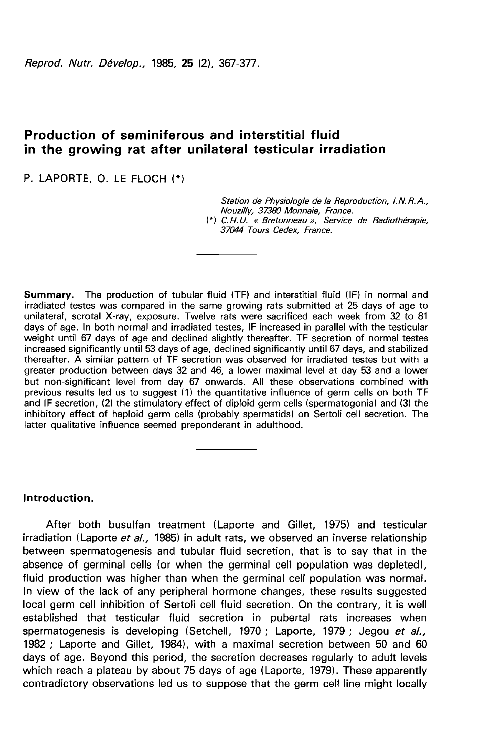# Production of seminiferous and interstitial fluid in the growing rat after unilateral testicular irradiation

P. LAPORTE, O. LE FLOCH (*)

*Station de Physiologie de la Reproduction, I.N.R.A., Nouzilly, 37380 Monnaie, France.*
(*) *C.H.U. « Bretonneau », Service de Radiothérapie, 37044 Tours Cedex, France.*

---

**Summary.** The production of tubular fluid (TF) and interstitial fluid (IF) in normal and irradiated testes was compared in the same growing rats submitted at 25 days of age to unilateral, scrotal X-ray, exposure. Twelve rats were sacrificed each week from 32 to 81 days of age. In both normal and irradiated testes, IF increased in parallel with the testicular weight until 67 days of age and declined slightly thereafter. TF secretion of normal testes increased significantly until 53 days of age, declined significantly until 67 days, and stabilized thereafter. A similar pattern of TF secretion was observed for irradiated testes but with a greater production between days 32 and 46, a lower maximal level at day 53 and a lower but non-significant level from day 67 onwards. All these observations combined with previous results led us to suggest (1) the quantitative influence of germ cells on both TF and IF secretion, (2) the stimulatory effect of diploid germ cells (spermatogonia) and (3) the inhibitory effect of haploid germ cells (probably spermatids) on Sertoli cell secretion. The latter qualitative influence seemed preponderant in adulthood.

---

## Introduction.

After both busulfan treatment (Laporte and Gillet, 1975) and testicular irradiation (Laporte *et al.,* 1985) in adult rats, we observed an inverse relationship between spermatogenesis and tubular fluid secretion, that is to say that in the absence of germinal cells (or when the germinal cell population was depleted), fluid production was higher than when the germinal cell population was normal. In view of the lack of any peripheral hormone changes, these results suggested local germ cell inhibition of Sertoli cell fluid secretion. On the contrary, it is well established that testicular fluid secretion in pubertal rats increases when spermatogenesis is developing (Setchell, 1970 ; Laporte, 1979 ; Jegou *et al.,* 1982 ; Laporte and Gillet, 1984), with a maximal secretion between 50 and 60 days of age. Beyond this period, the secretion decreases regularly to adult levels which reach a plateau by about 75 days of age (Laporte, 1979). These apparently contradictory observations led us to suppose that the germ cell line might locally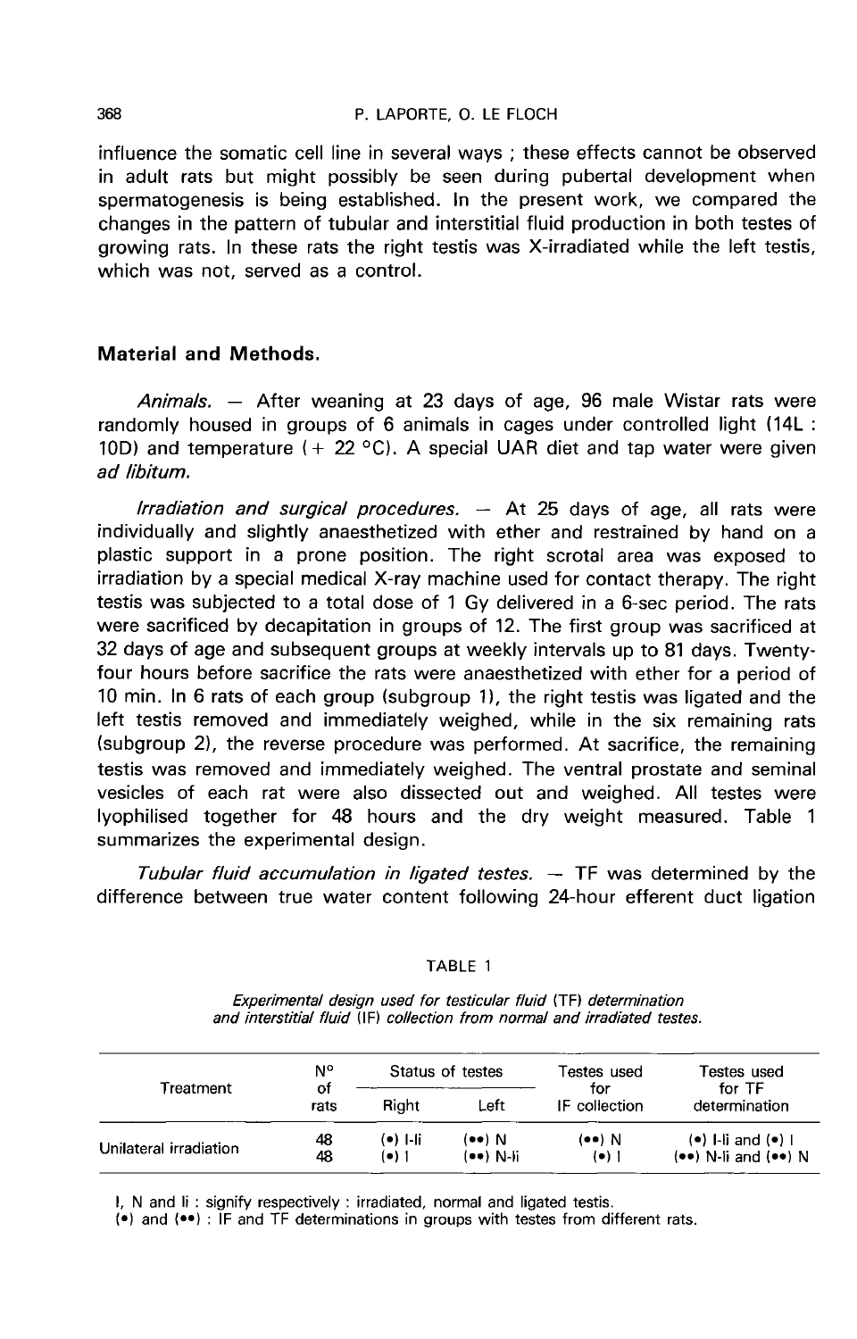influence the somatic cell line in several ways ; these effects cannot be observed in adult rats but might possibly be seen during pubertal development when spermatogenesis is being established. In the present work, we compared the changes in the pattern of tubular and interstitial fluid production in both testes of growing rats. In these rats the right testis was X-irradiated while the left testis, which was not, served as a control.

## Material and Methods.

*Animals.* — After weaning at 23 days of age, 96 male Wistar rats were randomly housed in groups of 6 animals in cages under controlled light (14L : 10D) and temperature (+ 22 °C). A special UAR diet and tap water were given *ad libitum.*

*Irradiation and surgical procedures.* — At 25 days of age, all rats were individually and slightly anaesthetized with ether and restrained by hand on a plastic support in a prone position. The right scrotal area was exposed to irradiation by a special medical X-ray machine used for contact therapy. The right testis was subjected to a total dose of 1 Gy delivered in a 6-sec period. The rats were sacrificed by decapitation in groups of 12. The first group was sacrificed at 32 days of age and subsequent groups at weekly intervals up to 81 days. Twenty-four hours before sacrifice the rats were anaesthetized with ether for a period of 10 min. In 6 rats of each group (subgroup 1), the right testis was ligated and the left testis removed and immediately weighed, while in the six remaining rats (subgroup 2), the reverse procedure was performed. At sacrifice, the remaining testis was removed and immediately weighed. The ventral prostate and seminal vesicles of each rat were also dissected out and weighed. All testes were lyophilised together for 48 hours and the dry weight measured. Table 1 summarizes the experimental design.

*Tubular fluid accumulation in ligated testes.* — TF was determined by the difference between true water content following 24-hour efferent duct ligation

TABLE 1

*Experimental design used for testicular fluid (TF) determination and interstitial fluid (IF) collection from normal and irradiated testes.*

| Treatment | N° of rats | Status of testes | | Testes used for IF collection | Testes used for TF determination |
|---|---|---|---|---|---|
| | | Right | Left | | |
| Unilateral irradiation | 48 | (•) I-li | (••) N | (••) N | (•) I-li and (•) I |
| | 48 | (•) I | (••) N-li | (•) I | (••) N-li and (••) N |

I, N and li : signify respectively : irradiated, normal and ligated testis.
(•) and (••) : IF and TF determinations in groups with testes from different rats.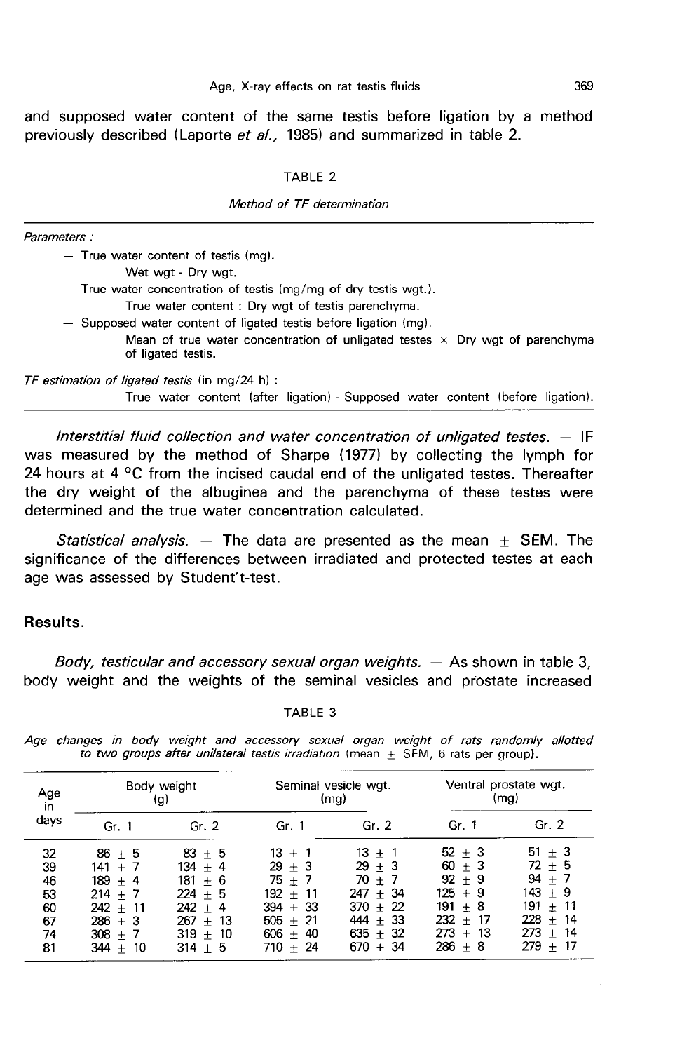and supposed water content of the same testis before ligation by a method previously described (Laporte *et al.*, 1985) and summarized in table 2.

TABLE 2

*Method of TF determination*

*Parameters :*

- True water content of testis (mg).
  - Wet wgt - Dry wgt.
- True water concentration of testis (mg/mg of dry testis wgt.).
  - True water content : Dry wgt of testis parenchyma.
- Supposed water content of ligated testis before ligation (mg).
  - Mean of true water concentration of unligated testes × Dry wgt of parenchyma of ligated testis.

*TF estimation of ligated testis* (in mg/24 h) :

True water content (after ligation) - Supposed water content (before ligation).

*Interstitial fluid collection and water concentration of unligated testes.* — IF was measured by the method of Sharpe (1977) by collecting the lymph for 24 hours at 4 °C from the incised caudal end of the unligated testes. Thereafter the dry weight of the albuginea and the parenchyma of these testes were determined and the true water concentration calculated.

*Statistical analysis.* — The data are presented as the mean ± SEM. The significance of the differences between irradiated and protected testes at each age was assessed by Student't-test.

## Results.

*Body, testicular and accessory sexual organ weights.* — As shown in table 3, body weight and the weights of the seminal vesicles and prostate increased

TABLE 3

*Age changes in body weight and accessory sexual organ weight of rats randomly allotted to two groups after unilateral testis irradiation* (mean ± SEM, 6 rats per group).

| Age in days | Body weight (g) | | Seminal vesicle wgt. (mg) | | Ventral prostate wgt. (mg) | |
|---|---|---|---|---|---|---|
| | Gr. 1 | Gr. 2 | Gr. 1 | Gr. 2 | Gr. 1 | Gr. 2 |
| 32 | 86 ± 5 | 83 ± 5 | 13 ± 1 | 13 ± 1 | 52 ± 3 | 51 ± 3 |
| 39 | 141 ± 7 | 134 ± 4 | 29 ± 3 | 29 ± 3 | 60 ± 3 | 72 ± 5 |
| 46 | 189 ± 4 | 181 ± 6 | 75 ± 7 | 70 ± 7 | 92 ± 9 | 94 ± 7 |
| 53 | 214 ± 7 | 224 ± 5 | 192 ± 11 | 247 ± 34 | 125 ± 9 | 143 ± 9 |
| 60 | 242 ± 11 | 242 ± 4 | 394 ± 33 | 370 ± 22 | 191 ± 8 | 191 ± 11 |
| 67 | 286 ± 3 | 267 ± 13 | 505 ± 21 | 444 ± 33 | 232 ± 17 | 228 ± 14 |
| 74 | 308 ± 7 | 319 ± 10 | 606 ± 40 | 635 ± 32 | 273 ± 13 | 273 ± 14 |
| 81 | 344 ± 10 | 314 ± 5 | 710 ± 24 | 670 ± 34 | 286 ± 8 | 279 ± 17 |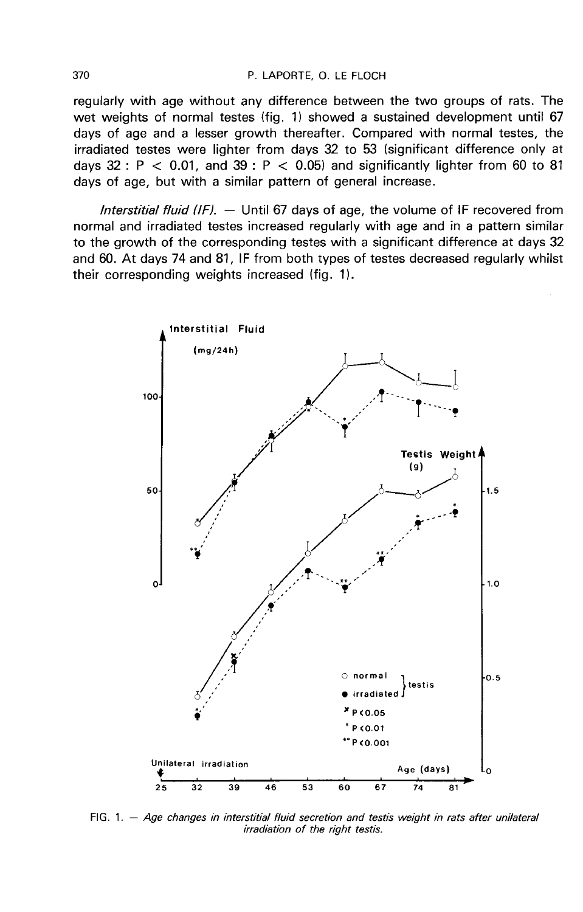regularly with age without any difference between the two groups of rats. The wet weights of normal testes (fig. 1) showed a sustained development until 67 days of age and a lesser growth thereafter. Compared with normal testes, the irradiated testes were lighter from days 32 to 53 (significant difference only at days 32 : $P < 0.01$, and 39 : $P < 0.05$) and significantly lighter from 60 to 81 days of age, but with a similar pattern of general increase.

*Interstitial fluid (IF).* — Until 67 days of age, the volume of IF recovered from normal and irradiated testes increased regularly with age and in a pattern similar to the growth of the corresponding testes with a significant difference at days 32 and 60. At days 74 and 81, IF from both types of testes decreased regularly whilst their corresponding weights increased (fig. 1).

FIG. 1. — *Age changes in interstitial fluid secretion and testis weight in rats after unilateral irradiation of the right testis.*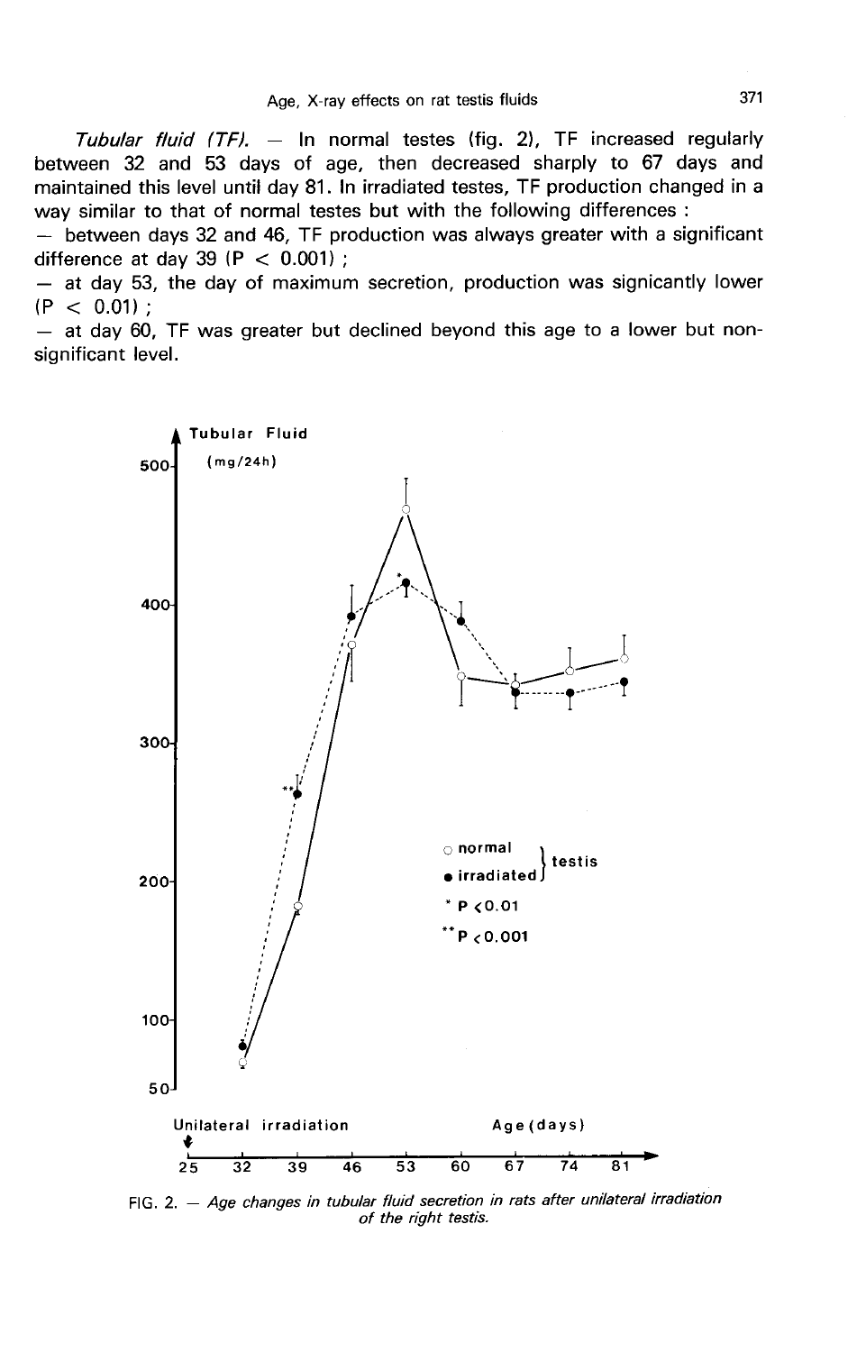*Tubular fluid (TF).* — In normal testes (fig. 2), TF increased regularly between 32 and 53 days of age, then decreased sharply to 67 days and maintained this level until day 81. In irradiated testes, TF production changed in a way similar to that of normal testes but with the following differences :

— between days 32 and 46, TF production was always greater with a significant difference at day 39 ($P < 0.001$) ;

— at day 53, the day of maximum secretion, production was signicantly lower ($P < 0.01$) ;

— at day 60, TF was greater but declined beyond this age to a lower but non-significant level.

FIG. 2. — *Age changes in tubular fluid secretion in rats after unilateral irradiation of the right testis.*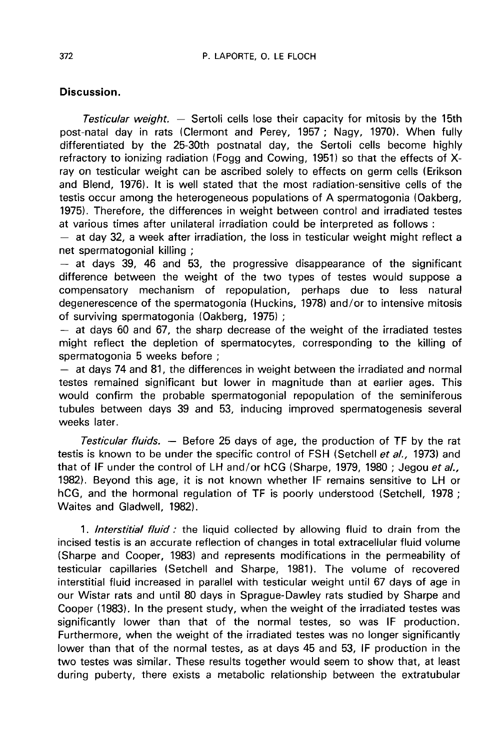## Discussion.

*Testicular weight.* — Sertoli cells lose their capacity for mitosis by the 15th post-natal day in rats (Clermont and Perey, 1957 ; Nagy, 1970). When fully differentiated by the 25-30th postnatal day, the Sertoli cells become highly refractory to ionizing radiation (Fogg and Cowing, 1951) so that the effects of X-ray on testicular weight can be ascribed solely to effects on germ cells (Erikson and Blend, 1976). It is well stated that the most radiation-sensitive cells of the testis occur among the heterogeneous populations of A spermatogonia (Oakberg, 1975). Therefore, the differences in weight between control and irradiated testes at various times after unilateral irradiation could be interpreted as follows :

— at day 32, a week after irradiation, the loss in testicular weight might reflect a net spermatogonial killing ;

— at days 39, 46 and 53, the progressive disappearance of the significant difference between the weight of the two types of testes would suppose a compensatory mechanism of repopulation, perhaps due to less natural degenerescence of the spermatogonia (Huckins, 1978) and/or to intensive mitosis of surviving spermatogonia (Oakberg, 1975) ;

— at days 60 and 67, the sharp decrease of the weight of the irradiated testes might reflect the depletion of spermatocytes, corresponding to the killing of spermatogonia 5 weeks before ;

— at days 74 and 81, the differences in weight between the irradiated and normal testes remained significant but lower in magnitude than at earlier ages. This would confirm the probable spermatogonial repopulation of the seminiferous tubules between days 39 and 53, inducing improved spermatogenesis several weeks later.

*Testicular fluids.* — Before 25 days of age, the production of TF by the rat testis is known to be under the specific control of FSH (Setchell *et al.,* 1973) and that of IF under the control of LH and/or hCG (Sharpe, 1979, 1980 ; Jegou *et al.,* 1982). Beyond this age, it is not known whether IF remains sensitive to LH or hCG, and the hormonal regulation of TF is poorly understood (Setchell, 1978 ; Waites and Gladwell, 1982).

1. *Interstitial fluid :* the liquid collected by allowing fluid to drain from the incised testis is an accurate reflection of changes in total extracellular fluid volume (Sharpe and Cooper, 1983) and represents modifications in the permeability of testicular capillaries (Setchell and Sharpe, 1981). The volume of recovered interstitial fluid increased in parallel with testicular weight until 67 days of age in our Wistar rats and until 80 days in Sprague-Dawley rats studied by Sharpe and Cooper (1983). In the present study, when the weight of the irradiated testes was significantly lower than that of the normal testes, so was IF production. Furthermore, when the weight of the irradiated testes was no longer significantly lower than that of the normal testes, as at days 45 and 53, IF production in the two testes was similar. These results together would seem to show that, at least during puberty, there exists a metabolic relationship between the extratubular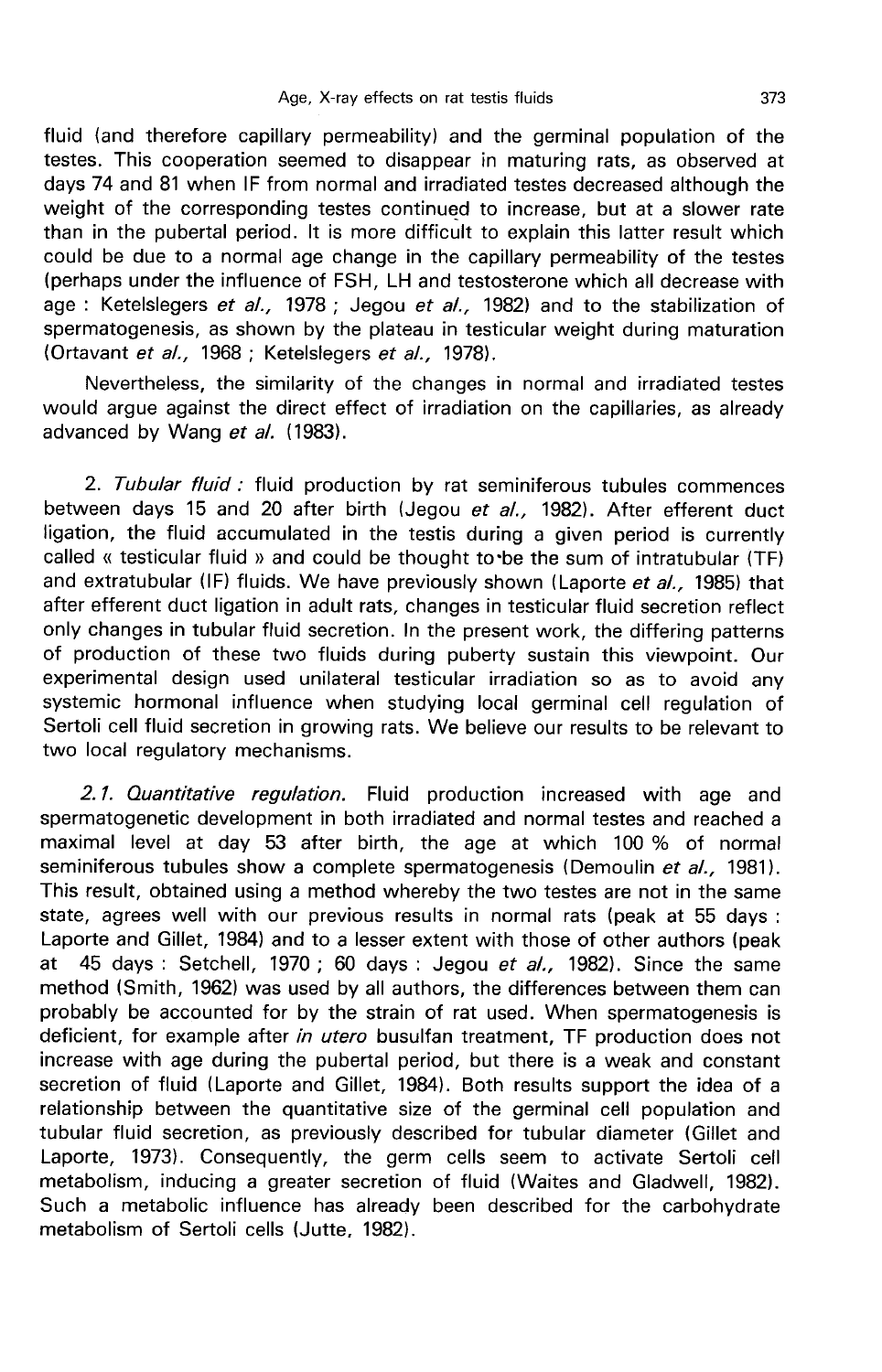fluid (and therefore capillary permeability) and the germinal population of the testes. This cooperation seemed to disappear in maturing rats, as observed at days 74 and 81 when IF from normal and irradiated testes decreased although the weight of the corresponding testes continued to increase, but at a slower rate than in the pubertal period. It is more difficult to explain this latter result which could be due to a normal age change in the capillary permeability of the testes (perhaps under the influence of FSH, LH and testosterone which all decrease with age : Ketelslegers *et al.,* 1978 ; Jegou *et al.,* 1982) and to the stabilization of spermatogenesis, as shown by the plateau in testicular weight during maturation (Ortavant *et al.,* 1968 ; Ketelslegers *et al.,* 1978).

Nevertheless, the similarity of the changes in normal and irradiated testes would argue against the direct effect of irradiation on the capillaries, as already advanced by Wang *et al.* (1983).

2. *Tubular fluid :* fluid production by rat seminiferous tubules commences between days 15 and 20 after birth (Jegou *et al.,* 1982). After efferent duct ligation, the fluid accumulated in the testis during a given period is currently called « testicular fluid » and could be thought to be the sum of intratubular (TF) and extratubular (IF) fluids. We have previously shown (Laporte *et al.,* 1985) that after efferent duct ligation in adult rats, changes in testicular fluid secretion reflect only changes in tubular fluid secretion. In the present work, the differing patterns of production of these two fluids during puberty sustain this viewpoint. Our experimental design used unilateral testicular irradiation so as to avoid any systemic hormonal influence when studying local germinal cell regulation of Sertoli cell fluid secretion in growing rats. We believe our results to be relevant to two local regulatory mechanisms.

*2.1. Quantitative regulation.* Fluid production increased with age and spermatogenetic development in both irradiated and normal testes and reached a maximal level at day 53 after birth, the age at which 100 % of normal seminiferous tubules show a complete spermatogenesis (Demoulin *et al.,* 1981). This result, obtained using a method whereby the two testes are not in the same state, agrees well with our previous results in normal rats (peak at 55 days : Laporte and Gillet, 1984) and to a lesser extent with those of other authors (peak at 45 days : Setchell, 1970 ; 60 days : Jegou *et al.,* 1982). Since the same method (Smith, 1962) was used by all authors, the differences between them can probably be accounted for by the strain of rat used. When spermatogenesis is deficient, for example after *in utero* busulfan treatment, TF production does not increase with age during the pubertal period, but there is a weak and constant secretion of fluid (Laporte and Gillet, 1984). Both results support the idea of a relationship between the quantitative size of the germinal cell population and tubular fluid secretion, as previously described for tubular diameter (Gillet and Laporte, 1973). Consequently, the germ cells seem to activate Sertoli cell metabolism, inducing a greater secretion of fluid (Waites and Gladwell, 1982). Such a metabolic influence has already been described for the carbohydrate metabolism of Sertoli cells (Jutte, 1982).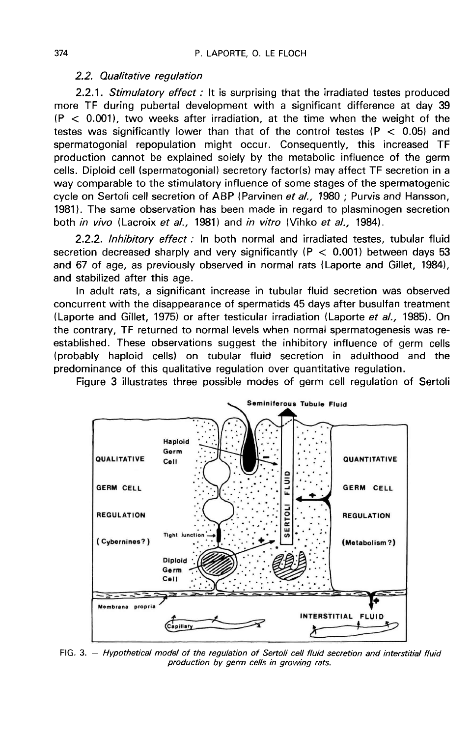### 2.2. *Qualitative regulation*

2.2.1. *Stimulatory effect :* It is surprising that the irradiated testes produced more TF during pubertal development with a significant difference at day 39 ($P < 0.001$), two weeks after irradiation, at the time when the weight of the testes was significantly lower than that of the control testes ($P < 0.05$) and spermatogonial repopulation might occur. Consequently, this increased TF production cannot be explained solely by the metabolic influence of the germ cells. Diploid cell (spermatogonial) secretory factor(s) may affect TF secretion in a way comparable to the stimulatory influence of some stages of the spermatogenic cycle on Sertoli cell secretion of ABP (Parvinen *et al.,* 1980 ; Purvis and Hansson, 1981). The same observation has been made in regard to plasminogen secretion both *in vivo* (Lacroix *et al.,* 1981) and *in vitro* (Vihko *et al.,* 1984).

2.2.2. *Inhibitory effect :* In both normal and irradiated testes, tubular fluid secretion decreased sharply and very significantly ($P < 0.001$) between days 53 and 67 of age, as previously observed in normal rats (Laporte and Gillet, 1984), and stabilized after this age.

In adult rats, a significant increase in tubular fluid secretion was observed concurrent with the disappearance of spermatids 45 days after busulfan treatment (Laporte and Gillet, 1975) or after testicular irradiation (Laporte *et al.,* 1985). On the contrary, TF returned to normal levels when normal spermatogenesis was re-established. These observations suggest the inhibitory influence of germ cells (probably haploid cells) on tubular fluid secretion in adulthood and the predominance of this qualitative regulation over quantitative regulation.

Figure 3 illustrates three possible modes of germ cell regulation of Sertoli

FIG. 3. — *Hypothetical model of the regulation of Sertoli cell fluid secretion and interstitial fluid production by germ cells in growing rats.*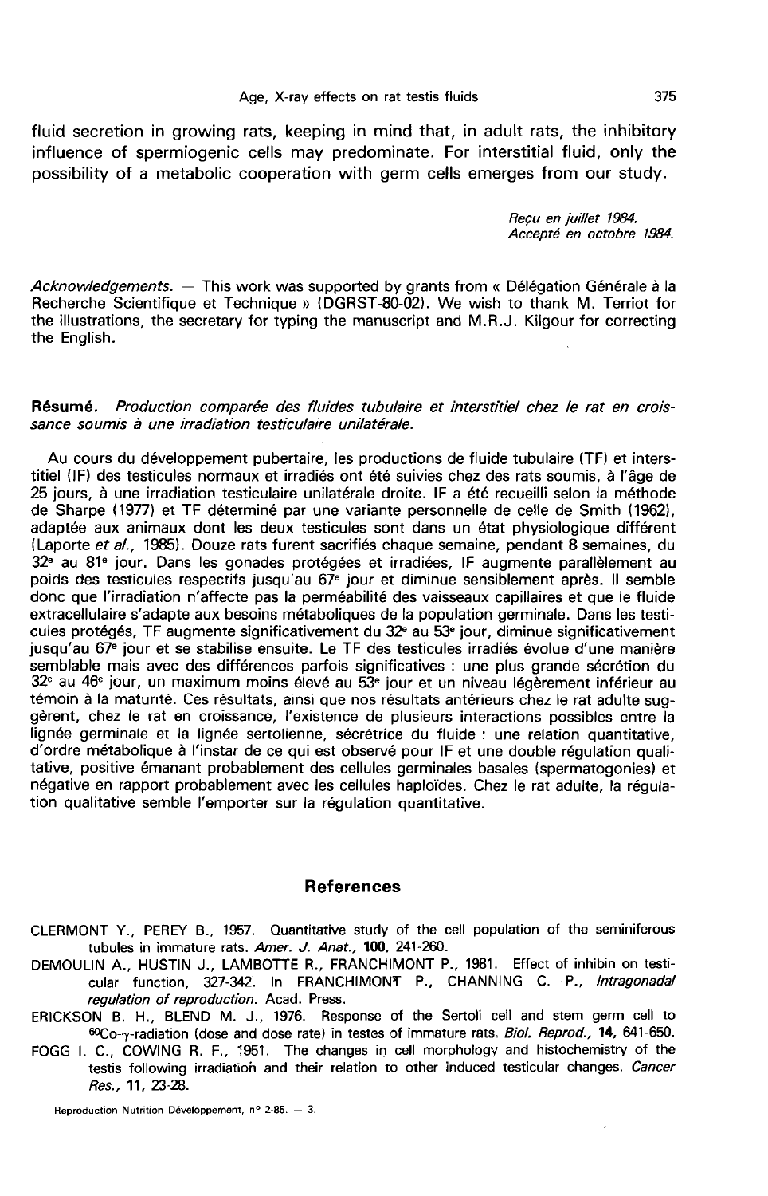fluid secretion in growing rats, keeping in mind that, in adult rats, the inhibitory influence of spermiogenic cells may predominate. For interstitial fluid, only the possibility of a metabolic cooperation with germ cells emerges from our study.

*Reçu en juillet 1984.*
*Accepté en octobre 1984.*

*Acknowledgements.* — This work was supported by grants from « Délégation Générale à la Recherche Scientifique et Technique » (DGRST-80-02). We wish to thank M. Terriot for the illustrations, the secretary for typing the manuscript and M.R.J. Kilgour for correcting the English.

**Résumé.** *Production comparée des fluides tubulaire et interstitiel chez le rat en croissance soumis à une irradiation testiculaire unilatérale.*

Au cours du développement pubertaire, les productions de fluide tubulaire (TF) et interstitiel (IF) des testicules normaux et irradiés ont été suivies chez des rats soumis, à l'âge de 25 jours, à une irradiation testiculaire unilatérale droite. IF a été recueilli selon la méthode de Sharpe (1977) et TF déterminé par une variante personnelle de celle de Smith (1962), adaptée aux animaux dont les deux testicules sont dans un état physiologique différent (Laporte *et al.*, 1985). Douze rats furent sacrifiés chaque semaine, pendant 8 semaines, du 32ᵉ au 81ᵉ jour. Dans les gonades protégées et irradiées, IF augmente parallèlement au poids des testicules respectifs jusqu'au 67ᵉ jour et diminue sensiblement après. Il semble donc que l'irradiation n'affecte pas la perméabilité des vaisseaux capillaires et que le fluide extracellulaire s'adapte aux besoins métaboliques de la population germinale. Dans les testicules protégés, TF augmente significativement du 32ᵉ au 53ᵉ jour, diminue significativement jusqu'au 67ᵉ jour et se stabilise ensuite. Le TF des testicules irradiés évolue d'une manière semblable mais avec des différences parfois significatives : une plus grande sécrétion du 32ᵉ au 46ᵉ jour, un maximum moins élevé au 53ᵉ jour et un niveau légèrement inférieur au témoin à la maturité. Ces résultats, ainsi que nos résultats antérieurs chez le rat adulte suggèrent, chez le rat en croissance, l'existence de plusieurs interactions possibles entre la lignée germinale et la lignée sertolienne, sécrétrice du fluide : une relation quantitative, d'ordre métabolique à l'instar de ce qui est observé pour IF et une double régulation qualitative, positive émanant probablement des cellules germinales basales (spermatogonies) et négative en rapport probablement avec les cellules haploïdes. Chez le rat adulte, la régulation qualitative semble l'emporter sur la régulation quantitative.

## References

CLERMONT Y., PEREY B., 1957. Quantitative study of the cell population of the seminiferous tubules in immature rats. *Amer. J. Anat.*, **100**, 241-260.

DEMOULIN A., HUSTIN J., LAMBOTTE R., FRANCHIMONT P., 1981. Effect of inhibin on testicular function, 327-342. In FRANCHIMONT P., CHANNING C. P., *Intragonadal regulation of reproduction*. Acad. Press.

ERICKSON B. H., BLEND M. J., 1976. Response of the Sertoli cell and stem germ cell to $^{60}$Co-γ-radiation (dose and dose rate) in testes of immature rats. *Biol. Reprod.*, **14**, 641-650.

FOGG I. C., COWING R. F., 1951. The changes in cell morphology and histochemistry of the testis following irradiation and their relation to other induced testicular changes. *Cancer Res.*, **11**, 23-28.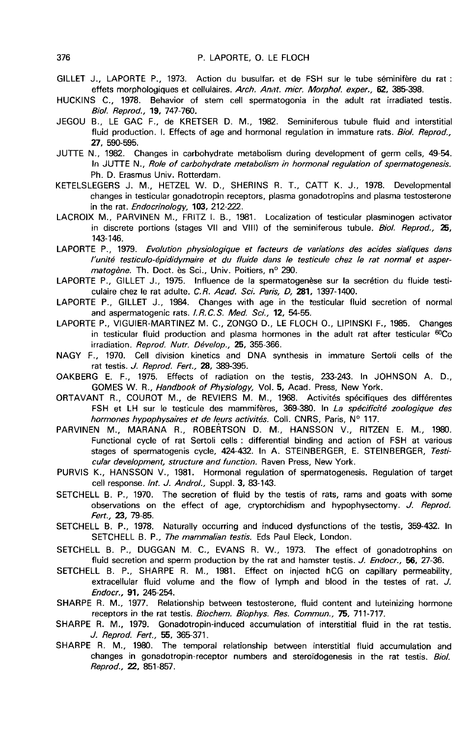GILLET J., LAPORTE P., 1973. Action du busulfan et de FSH sur le tube séminifère du rat : effets morphologiques et cellulaires. *Arch. Anat. micr. Morphol. exper.*, **62**, 385-398.

HUCKINS C., 1978. Behavior of stem cell spermatogonia in the adult rat irradiated testis. *Biol. Reprod.*, **19**, 747-760.

JEGOU B., LE GAC F., de KRETSER D. M., 1982. Seminiferous tubule fluid and interstitial fluid production. I. Effects of age and hormonal regulation in immature rats. *Biol. Reprod.*, **27**, 590-595.

JUTTE N., 1982. Changes in carbohydrate metabolism during development of germ cells, 49-54. In JUTTE N., *Role of carbohydrate metabolism in hormonal regulation of spermatogenesis.* Ph. D. Erasmus Univ. Rotterdam.

KETELSLEGERS J. M., HETZEL W. D., SHERINS R. T., CATT K. J., 1978. Developmental changes in testicular gonadotropin receptors, plasma gonadotropins and plasma testosterone in the rat. *Endocrinology*, **103**, 212-222.

LACROIX M., PARVINEN M., FRITZ I. B., 1981. Localization of testicular plasminogen activator in discrete portions (stages VII and VIII) of the seminiferous tubule. *Biol. Reprod.*, **25**, 143-146.

LAPORTE P., 1979. *Evolution physiologique et facteurs de variations des acides sialiques dans l'unité testiculo-épididymaire et du fluide dans le testicule chez le rat normal et aspermatogène.* Th. Doct. ès Sci., Univ. Poitiers, n° 290.

LAPORTE P., GILLET J., 1975. Influence de la spermatogenèse sur la secrétion du fluide testiculaire chez le rat adulte. *C.R. Acad. Sci. Paris, D*, **281**, 1397-1400.

LAPORTE P., GILLET J., 1984. Changes with age in the testicular fluid secretion of normal and aspermatogenic rats. *I.R.C.S. Med. Sci.*, **12**, 54-55.

LAPORTE P., VIGUIER-MARTINEZ M. C., ZONGO D., LE FLOCH O., LIPINSKI F., 1985. Changes in testicular fluid production and plasma hormones in the adult rat after testicular $^{60}Co$ irradiation. *Reprod. Nutr. Dévelop.*, **25**, 355-366.

NAGY F., 1970. Cell division kinetics and DNA synthesis in immature Sertoli cells of the rat testis. *J. Reprod. Fert.*, **28**, 389-395.

OAKBERG E. F., 1975. Effects of radiation on the testis, 233-243. In JOHNSON A. D., GOMES W. R., *Handbook of Physiology*, Vol. **5**, Acad. Press, New York.

ORTAVANT R., COUROT M., de REVIERS M. M., 1968. Activités spécifiques des différentes FSH et LH sur le testicule des mammifères, 369-380. In *La spécificité zoologique des hormones hypophysaires et de leurs activités.* Coll. CNRS, Paris, N° 117.

PARVINEN M., MARANA R., ROBERTSON D. M., HANSSON V., RITZEN E. M., 1980. Functional cycle of rat Sertoli cells : differential binding and action of FSH at various stages of spermatogenis cycle, 424-432. In A. STEINBERGER, E. STEINBERGER, *Testicular development, structure and function.* Raven Press, New York.

PURVIS K., HANSSON V., 1981. Hormonal regulation of spermatogenesis. Regulation of target cell response. *Int. J. Androl.*, Suppl. **3**, 83-143.

SETCHELL B. P., 1970. The secretion of fluid by the testis of rats, rams and goats with some observations on the effect of age, cryptorchidism and hypophysectomy. *J. Reprod. Fert.*, **23**, 79-85.

SETCHELL B. P., 1978. Naturally occurring and induced dysfunctions of the testis, 359-432. In SETCHELL B. P., *The mammalian testis.* Eds Paul Eleck, London.

SETCHELL B. P., DUGGAN M. C., EVANS R. W., 1973. The effect of gonadotrophins on fluid secretion and sperm production by the rat and hamster testis. *J. Endocr.*, **56**, 27-36.

SETCHELL B. P., SHARPE R. M., 1981. Effect on injected hCG on capillary permeability, extracellular fluid volume and the flow of lymph and blood in the testes of rat. *J. Endocr.*, **91**, 245-254.

SHARPE R. M., 1977. Relationship between testosterone, fluid content and luteinizing hormone receptors in the rat testis. *Biochem. Biophys. Res. Commun.*, **75**, 711-717.

SHARPE R. M., 1979. Gonadotropin-induced accumulation of interstitial fluid in the rat testis. *J. Reprod. Fert.*, **55**, 365-371.

SHARPE R. M., 1980. The temporal relationship between interstitial fluid accumulation and changes in gonadotropin-receptor numbers and steroïdogenesis in the rat testis. *Biol. Reprod.*, **22**, 851-857.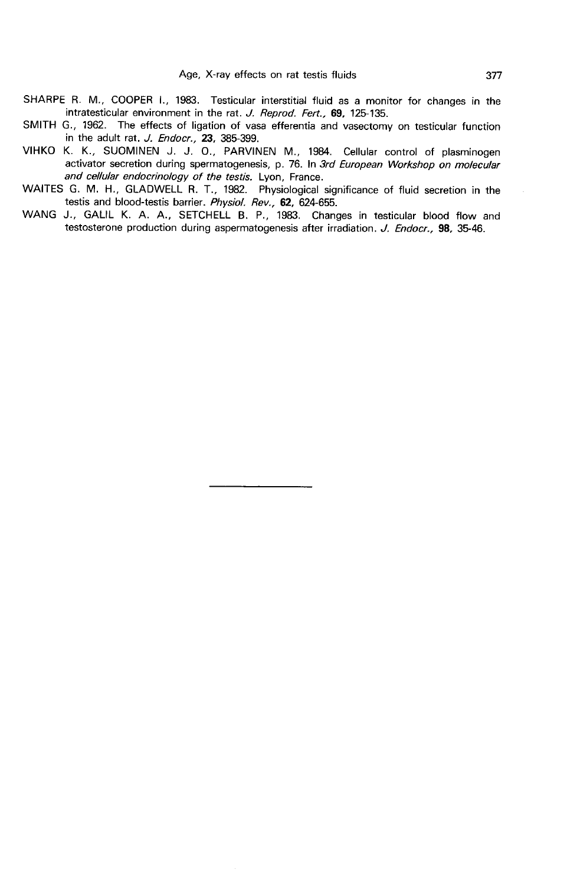SHARPE R. M., COOPER I., 1983. Testicular interstitial fluid as a monitor for changes in the intratesticular environment in the rat. *J. Reprod. Fert.,* **69,** 125-135.

SMITH G., 1962. The effects of ligation of vasa efferentia and vasectomy on testicular function in the adult rat. *J. Endocr.,* **23,** 385-399.

VIHKO K. K., SUOMINEN J. J. O., PARVINEN M., 1984. Cellular control of plasminogen activator secretion during spermatogenesis, p. 76. In *3rd European Workshop on molecular and cellular endocrinology of the testis.* Lyon, France.

WAITES G. M. H., GLADWELL R. T., 1982. Physiological significance of fluid secretion in the testis and blood-testis barrier. *Physiol. Rev.,* **62,** 624-655.

WANG J., GALIL K. A. A., SETCHELL B. P., 1983. Changes in testicular blood flow and testosterone production during aspermatogenesis after irradiation. *J. Endocr.,* **98,** 35-46.